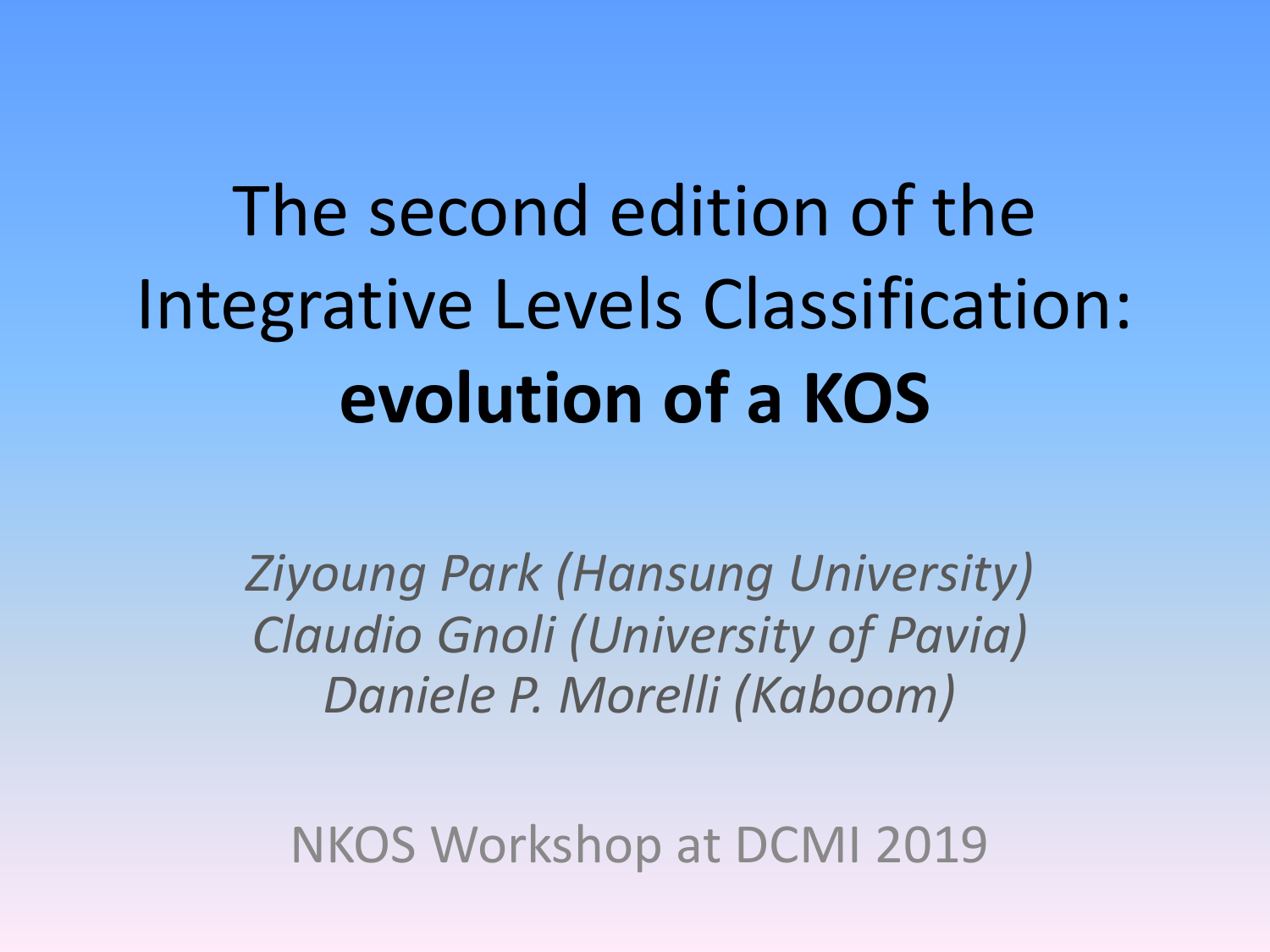# The second edition of the Integrative Levels Classification: **evolution of a KOS**

*Ziyoung Park (Hansung University)*
*Claudio Gnoli (University of Pavia)*
*Daniele P. Morelli (Kaboom)*

NKOS Workshop at DCMI 2019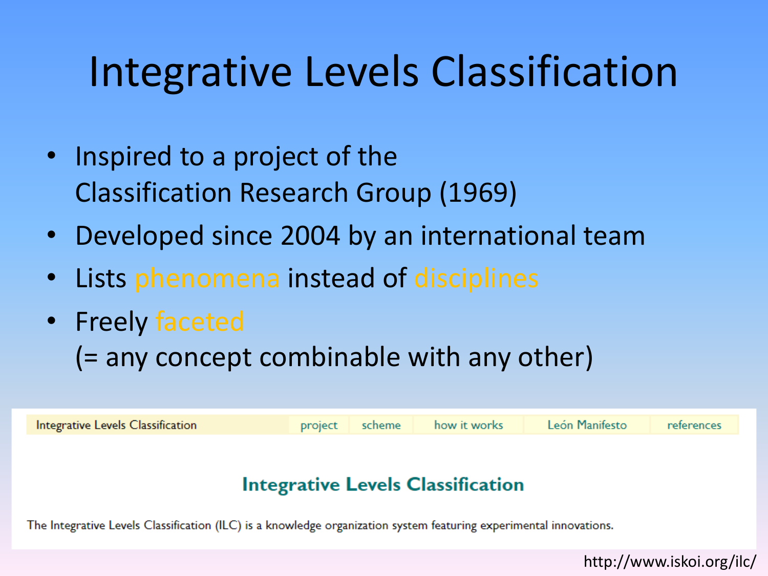# Integrative Levels Classification

- Inspired to a project of the Classification Research Group (1969)
- Developed since 2004 by an international team
- Lists phenomena instead of disciplines
- Freely faceted (= any concept combinable with any other)

Integrative Levels Classification | project | scheme | how it works | León Manifesto | references

## Integrative Levels Classification

The Integrative Levels Classification (ILC) is a knowledge organization system featuring experimental innovations.

http://www.iskoi.org/ilc/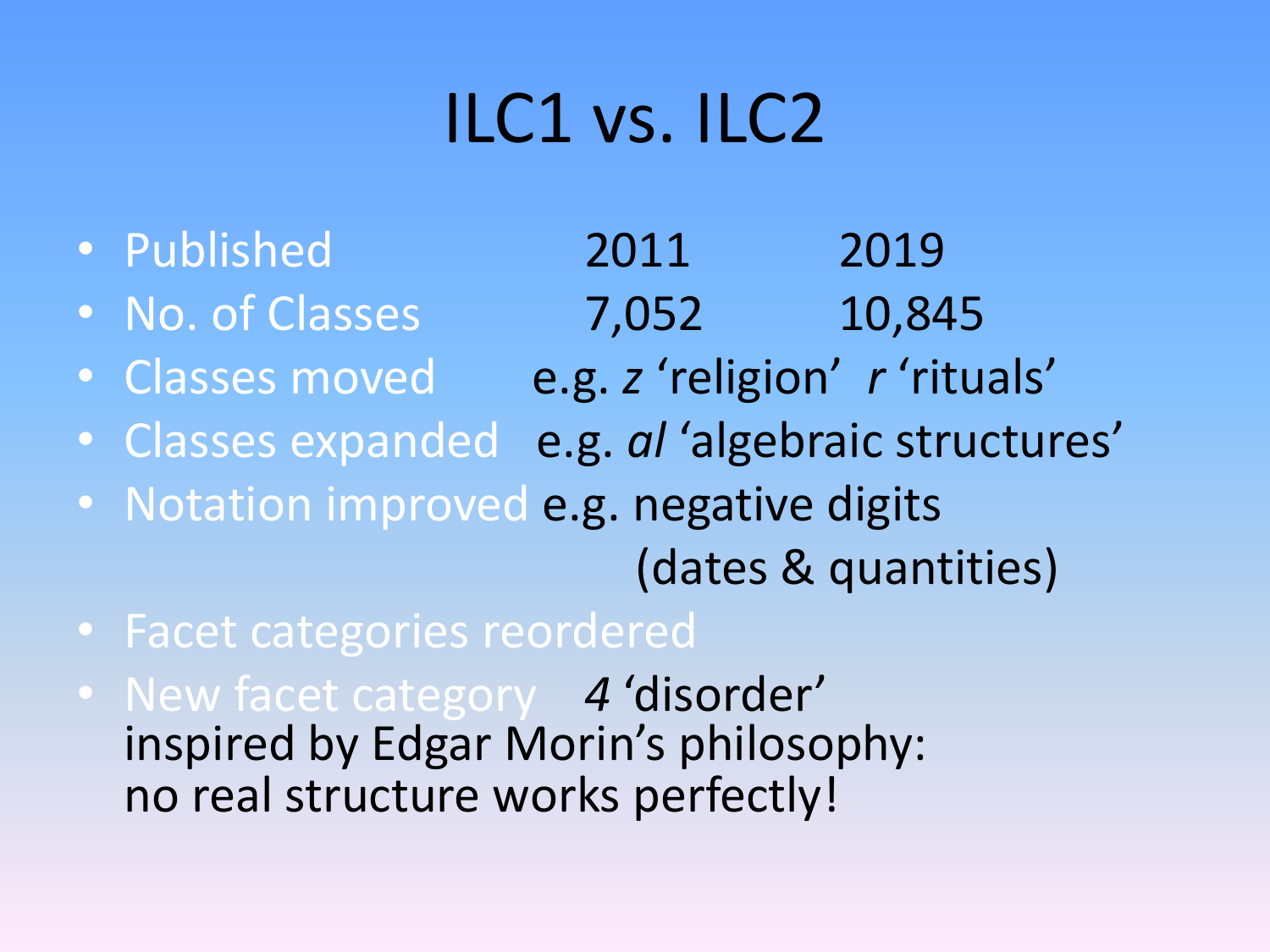# ILC1 vs. ILC2

- Published 2011 2019
- No. of Classes 7,052 10,845
- Classes moved e.g. *z* ‘religion’ *r* ‘rituals’
- Classes expanded e.g. *al* ‘algebraic structures’
- Notation improved e.g. negative digits (dates & quantities)
- Facet categories reordered
- New facet category *4* ‘disorder’ inspired by Edgar Morin’s philosophy: no real structure works perfectly!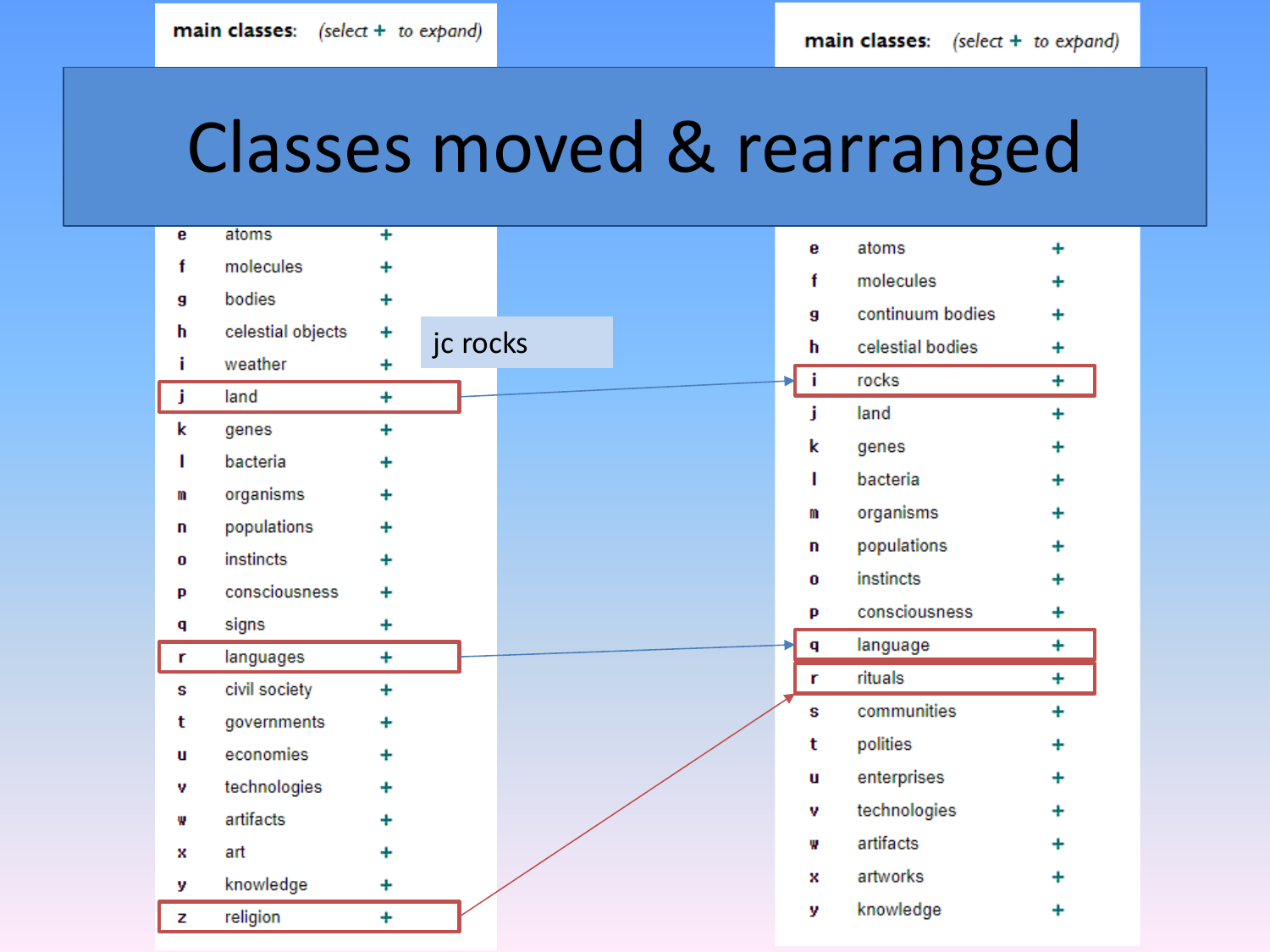# Classes moved & rearranged

jc rocks

**main classes:** *(select + to expand)*

| | | |
|---|---|---|
| e | atoms | + |
| f | molecules | + |
| g | bodies | + |
| h | celestial objects | + |
| i | weather | + |
| j | land | + |
| k | genes | + |
| l | bacteria | + |
| m | organisms | + |
| n | populations | + |
| o | instincts | + |
| p | consciousness | + |
| q | signs | + |
| r | languages | + |
| s | civil society | + |
| t | governments | + |
| u | economies | + |
| v | technologies | + |
| w | artifacts | + |
| x | art | + |
| y | knowledge | + |
| z | religion | + |

**main classes:** *(select + to expand)*

| | | |
|---|---|---|
| e | atoms | + |
| f | molecules | + |
| g | continuum bodies | + |
| h | celestial bodies | + |
| i | rocks | + |
| j | land | + |
| k | genes | + |
| l | bacteria | + |
| m | organisms | + |
| n | populations | + |
| o | instincts | + |
| p | consciousness | + |
| q | language | + |
| r | rituals | + |
| s | communities | + |
| t | polities | + |
| u | enterprises | + |
| v | technologies | + |
| w | artifacts | + |
| x | artworks | + |
| y | knowledge | + |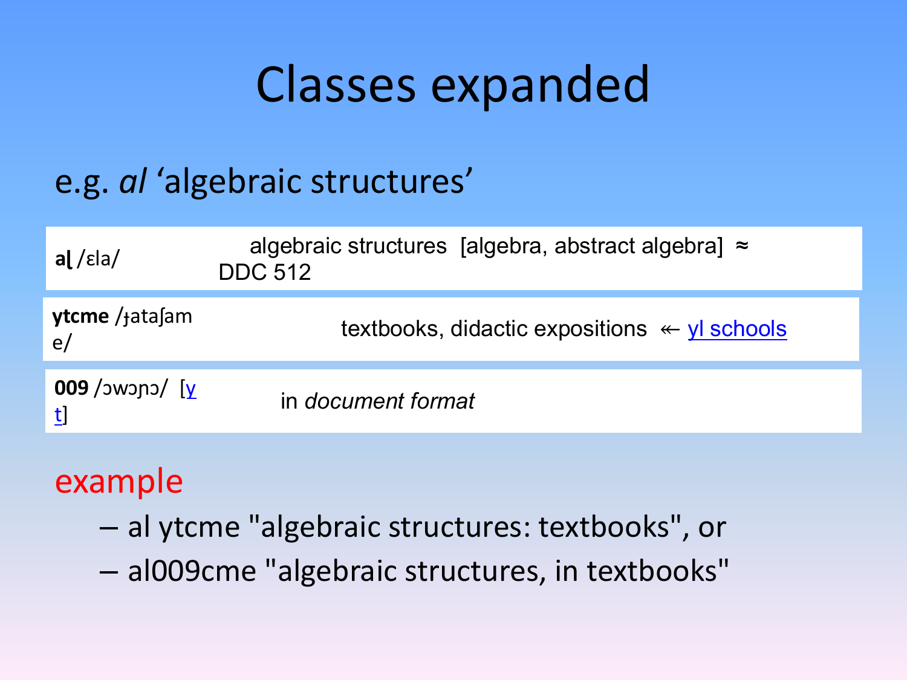# Classes expanded

e.g. *al* ‘algebraic structures’

| | |
|---|---|
| **aɭ** /ɛla/ | algebraic structures [algebra, abstract algebra] ≈ DDC 512 |
| **ytcme** /ɟataʃame/ | textbooks, didactic expositions ↞ yl schools |
| **009** /ɔwɔɲɔ/ [yt] | in *document format* |

example

- al ytcme "algebraic structures: textbooks", or
- al009cme "algebraic structures, in textbooks"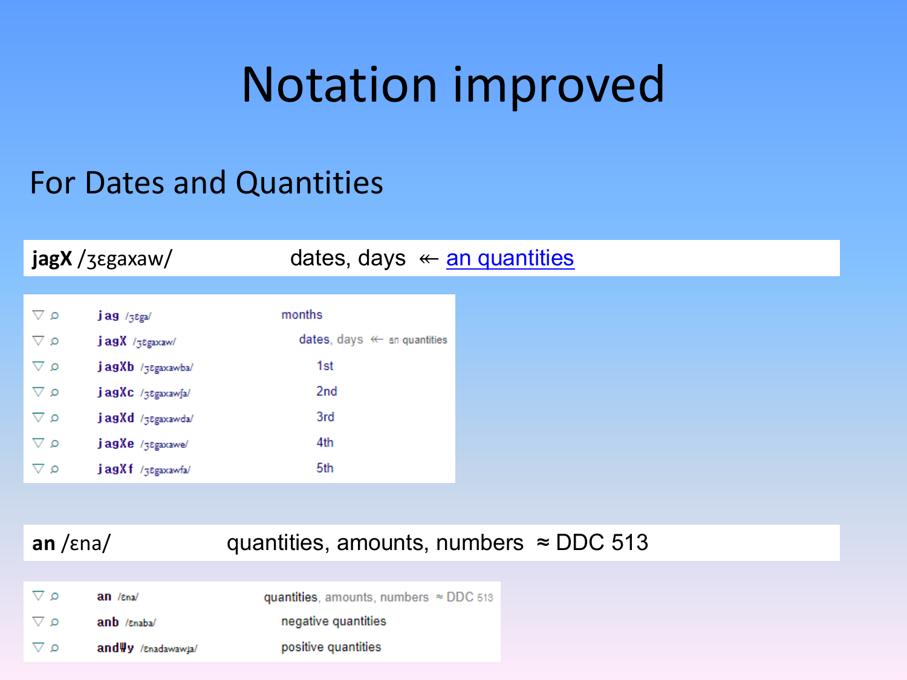# Notation improved

## For Dates and Quantities

**jagX** /ʒɛgaxaw/ dates, days ↞ an quantities

| | | |
|---|---|---|
| ▽ ⌕ | **jag** /ʒɛga/ | months |
| ▽ ⌕ | **jagX** /ʒɛgaxaw/ | dates, days ↞ an quantities |
| ▽ ⌕ | **jagXb** /ʒɛgaxawba/ | 1st |
| ▽ ⌕ | **jagXc** /ʒɛgaxawʃa/ | 2nd |
| ▽ ⌕ | **jagXd** /ʒɛgaxawda/ | 3rd |
| ▽ ⌕ | **jagXe** /ʒɛgaxawe/ | 4th |
| ▽ ⌕ | **jagXf** /ʒɛgaxawfa/ | 5th |

**an** /ɛna/ quantities, amounts, numbers ≈ DDC 513

| | | |
|---|---|---|
| ▽ ⌕ | **an** /ɛna/ | quantities, amounts, numbers ≈ DDC 513 |
| ▽ ⌕ | **anb** /ɛnaba/ | negative quantities |
| ▽ ⌕ | **andWy** /ɛnadawawja/ | positive quantities |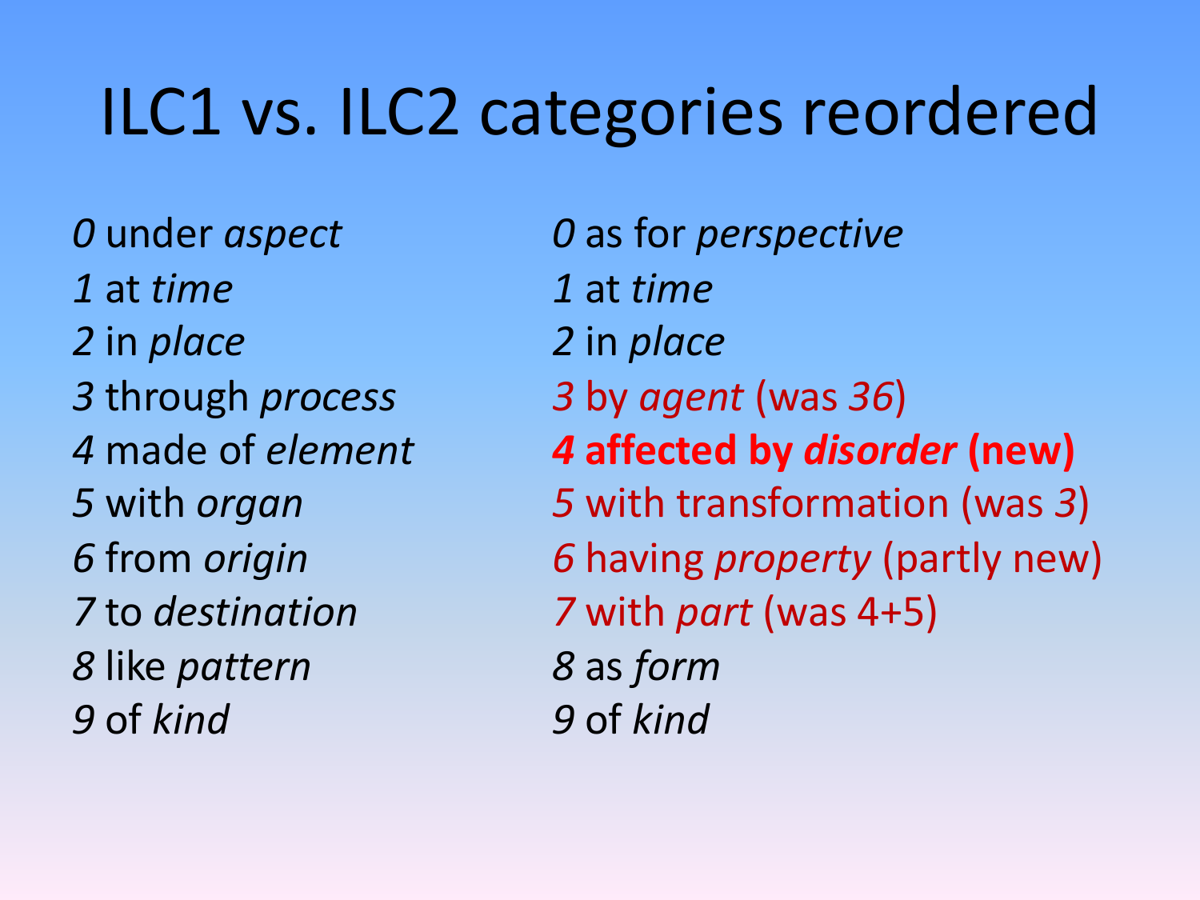# ILC1 vs. ILC2 categories reordered

| ILC1 | ILC2 |
|---|---|
| *0* under *aspect* | *0* as for *perspective* |
| *1* at *time* | *1* at *time* |
| *2* in *place* | *2* in *place* |
| *3* through *process* | *3* by *agent* (was *36*) |
| *4* made of *element* | ***4* affected by *disorder* (new)** |
| *5* with *organ* | *5* with transformation (was *3*) |
| *6* from *origin* | *6* having *property* (partly new) |
| *7* to *destination* | *7* with *part* (was 4+5) |
| *8* like *pattern* | *8* as *form* |
| *9* of *kind* | *9* of *kind* |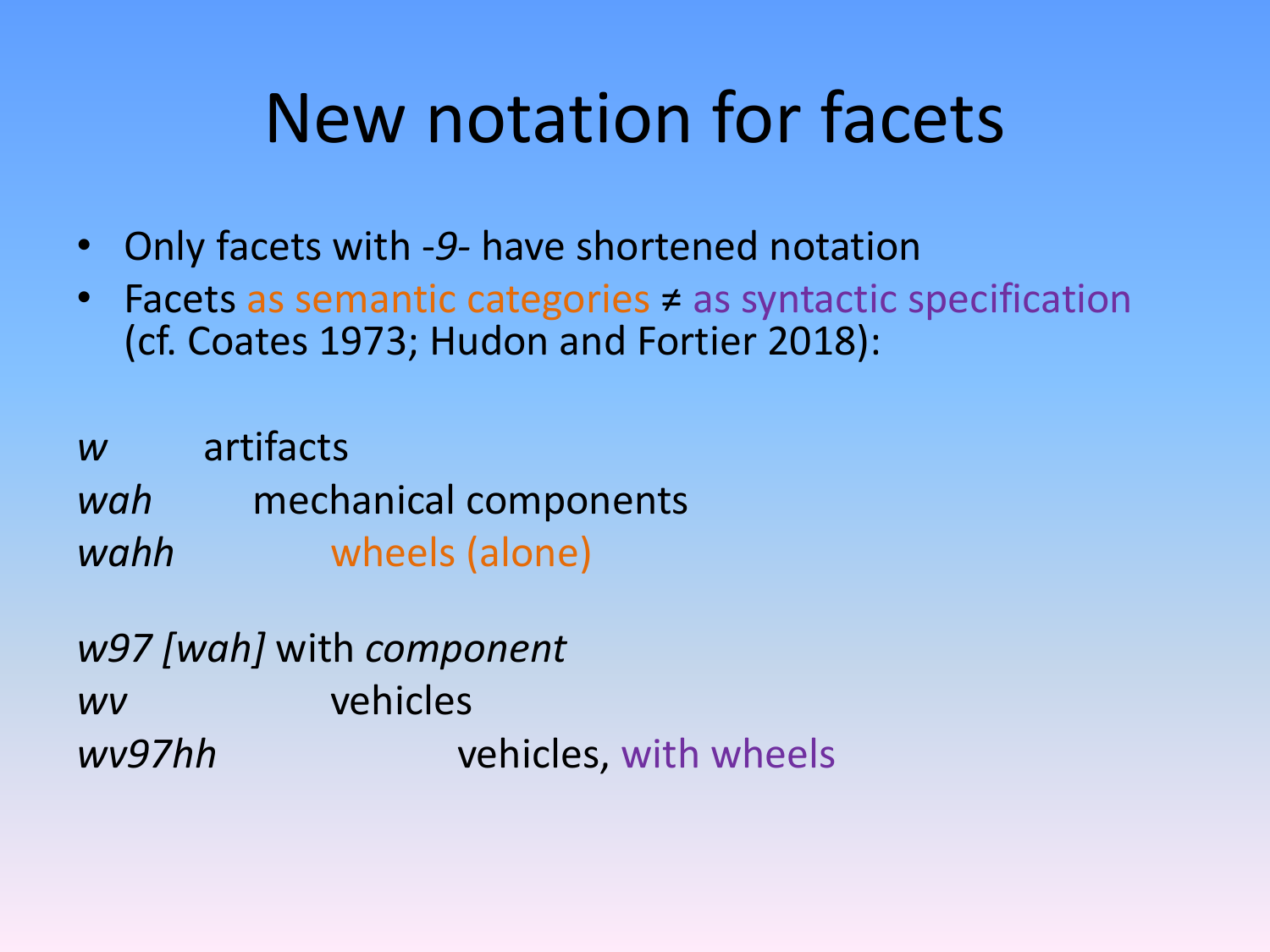# New notation for facets

- Only facets with *-9-* have shortened notation
- Facets as semantic categories ≠ as syntactic specification (cf. Coates 1973; Hudon and Fortier 2018):

*w* artifacts

*wah* mechanical components

*wahh* wheels (alone)

*w97 [wah]* with *component*

*wv* vehicles

*wv97hh* vehicles, with wheels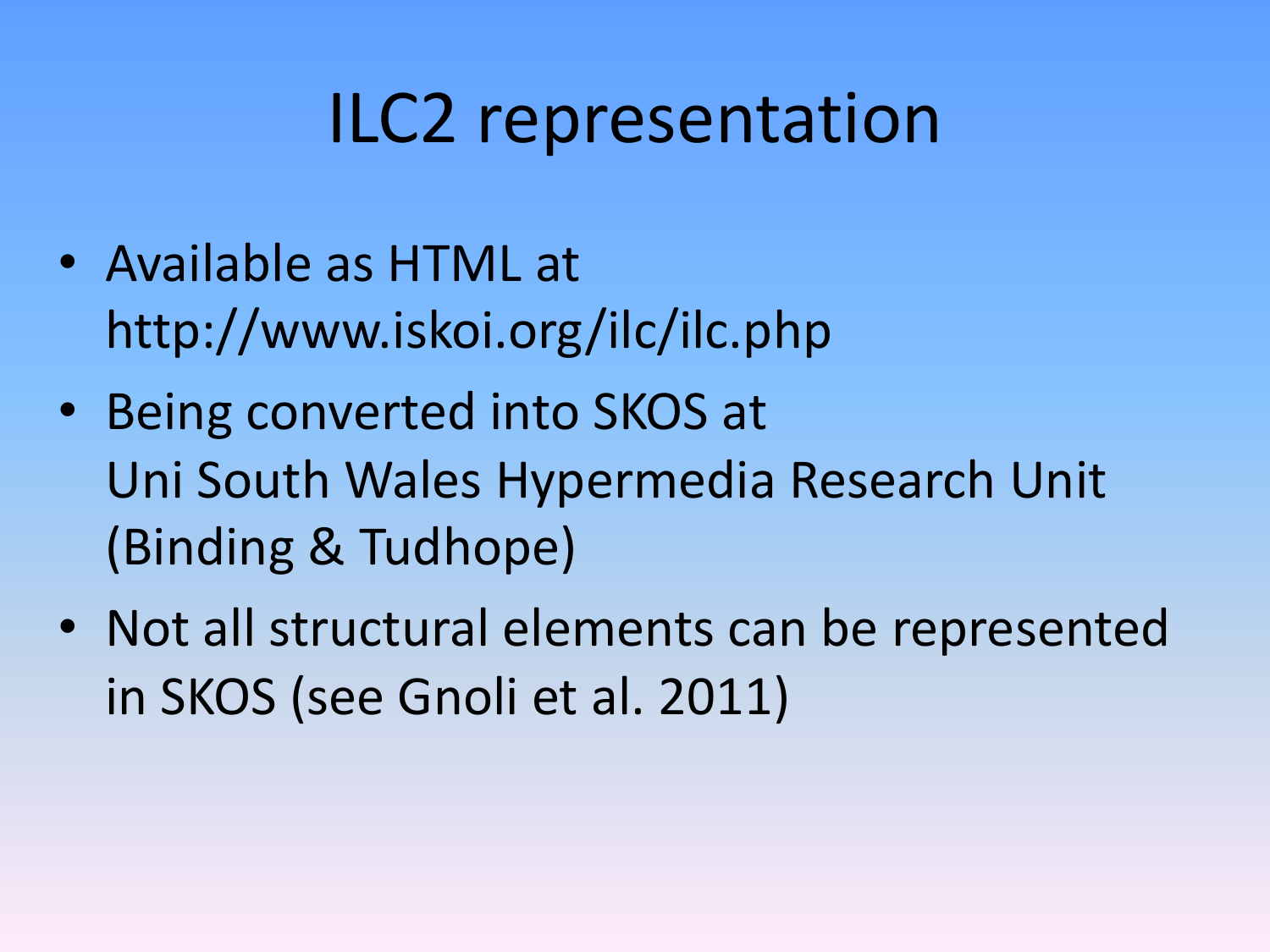# ILC2 representation

- Available as HTML at http://www.iskoi.org/ilc/ilc.php
- Being converted into SKOS at Uni South Wales Hypermedia Research Unit (Binding & Tudhope)
- Not all structural elements can be represented in SKOS (see Gnoli et al. 2011)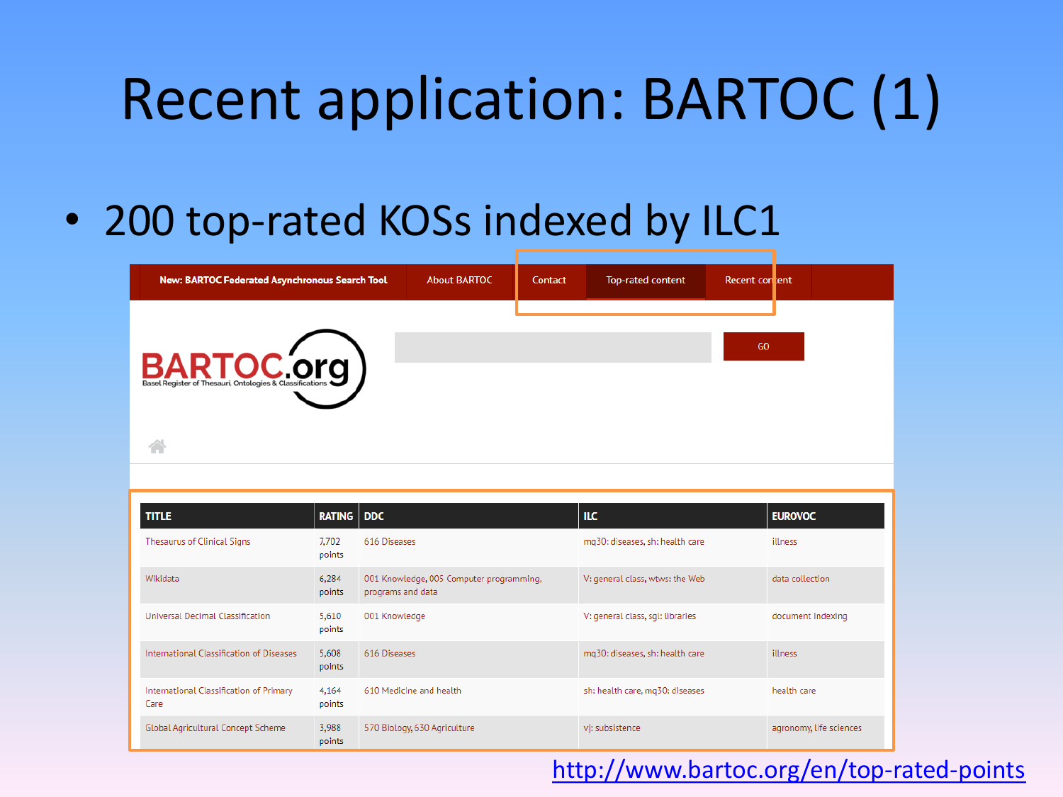# Recent application: BARTOC (1)

- 200 top-rated KOSs indexed by ILC1

New: BARTOC Federated Asynchronous Search Tool | About BARTOC | Contact | Top-rated content | Recent content

BARTOC.org
Basel Register of Thesauri, Ontologies & Classifications

GO

| TITLE | RATING | DDC | ILC | EUROVOC |
|---|---|---|---|---|
| Thesaurus of Clinical Signs | 7,702 points | 616 Diseases | mq30: diseases, sh: health care | illness |
| Wikidata | 6,284 points | 001 Knowledge, 005 Computer programming, programs and data | V: general class, wtws: the Web | data collection |
| Universal Decimal Classification | 5,610 points | 001 Knowledge | V: general class, sgl: libraries | document indexing |
| International Classification of Diseases | 5,608 points | 616 Diseases | mq30: diseases, sh: health care | illness |
| International Classification of Primary Care | 4,164 points | 610 Medicine and health | sh: health care, mq30: diseases | health care |
| Global Agricultural Concept Scheme | 3,988 points | 570 Biology, 630 Agriculture | vj: subsistence | agronomy, life sciences |

http://www.bartoc.org/en/top-rated-points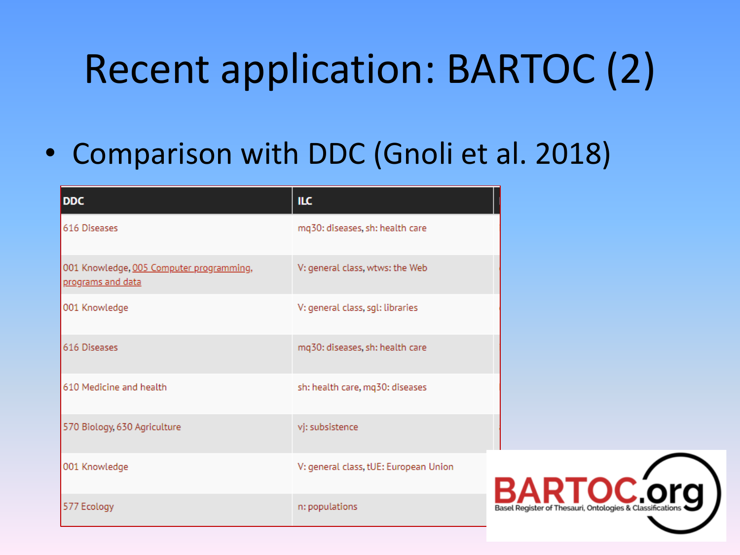# Recent application: BARTOC (2)

- Comparison with DDC (Gnoli et al. 2018)

| DDC | ILC |
| --- | --- |
| 616 Diseases | mq30: diseases, sh: health care |
| 001 Knowledge, 005 Computer programming, programs and data | V: general class, wtws: the Web |
| 001 Knowledge | V: general class, sgl: libraries |
| 616 Diseases | mq30: diseases, sh: health care |
| 610 Medicine and health | sh: health care, mq30: diseases |
| 570 Biology, 630 Agriculture | vj: subsistence |
| 001 Knowledge | V: general class, tUE: European Union |
| 577 Ecology | n: populations |

BARTOC.org
Basel Register of Thesauri, Ontologies & Classifications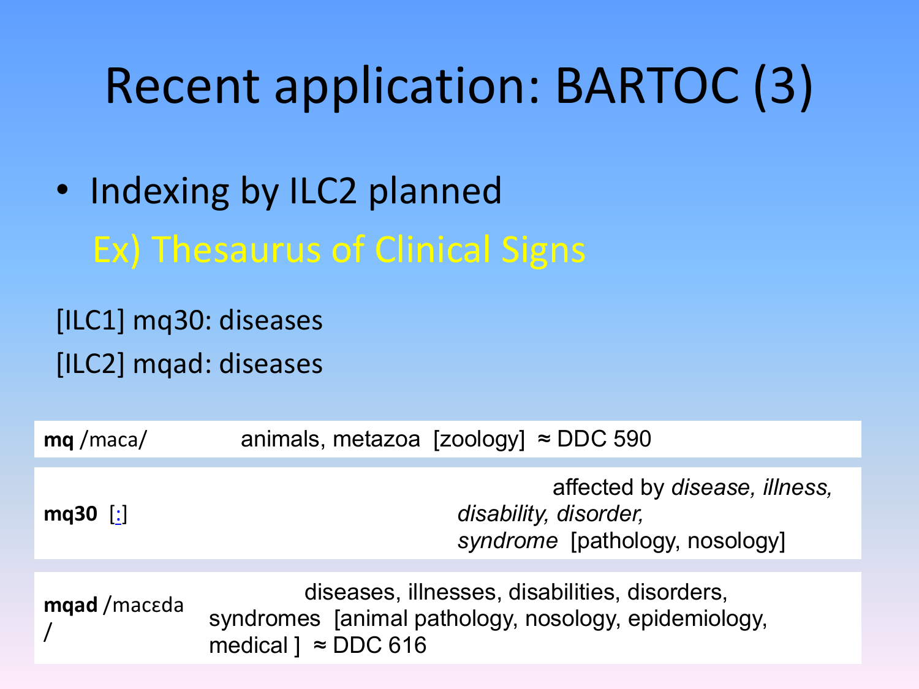# Recent application: BARTOC (3)

- Indexing by ILC2 planned

  Ex) Thesaurus of Clinical Signs

[ILC1] mq30: diseases

[ILC2] mqad: diseases

| | |
|---|---|
| **mq** /maca/ | animals, metazoa [zoology] ≈ DDC 590 |
| **mq30** [:] | affected by *disease, illness, disability, disorder, syndrome* [pathology, nosology] |
| **mqad** /macɛda/ | diseases, illnesses, disabilities, disorders, syndromes [animal pathology, nosology, epidemiology, medical ] ≈ DDC 616 |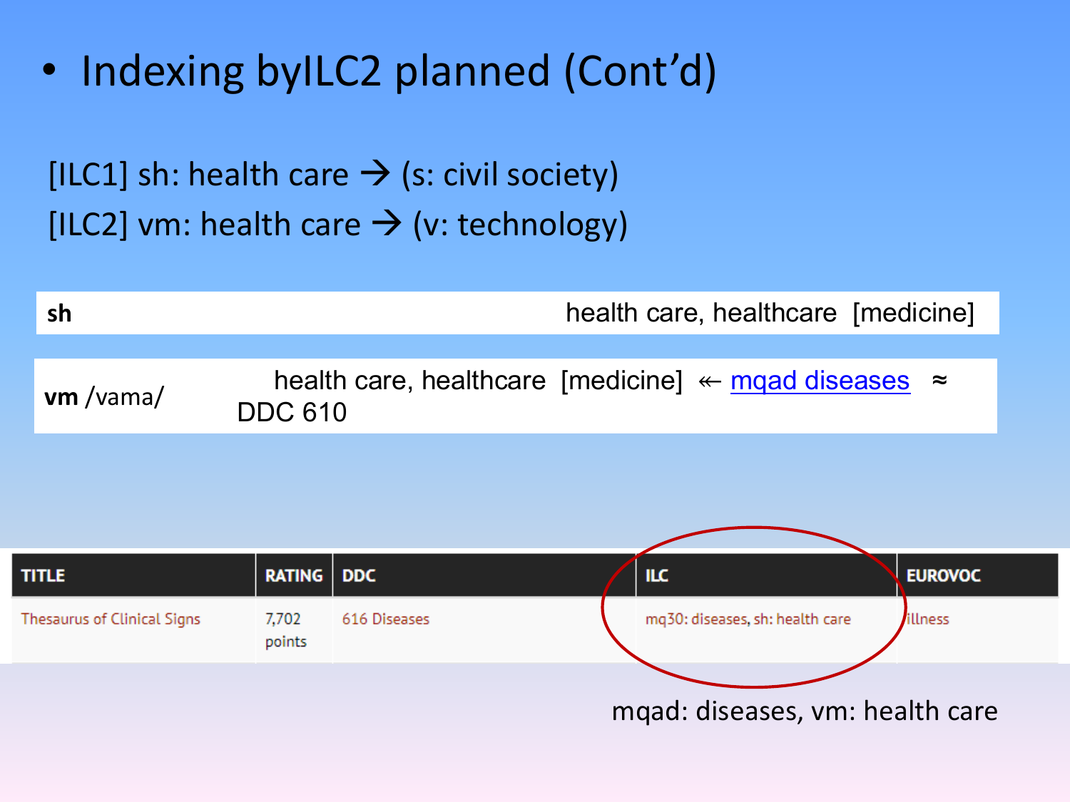- Indexing byILC2 planned (Cont'd)

[ILC1] sh: health care → (s: civil society)

[ILC2] vm: health care → (v: technology)

| **sh** | health care, healthcare [medicine] |
|---|---|

| **vm** /vama/ | health care, healthcare [medicine] ↞ mqad diseases ≈ DDC 610 |
|---|---|

| TITLE | RATING | DDC | ILC | EUROVOC |
|---|---|---|---|---|
| Thesaurus of Clinical Signs | 7,702 points | 616 Diseases | mq30: diseases, sh: health care | illness |

mqad: diseases, vm: health care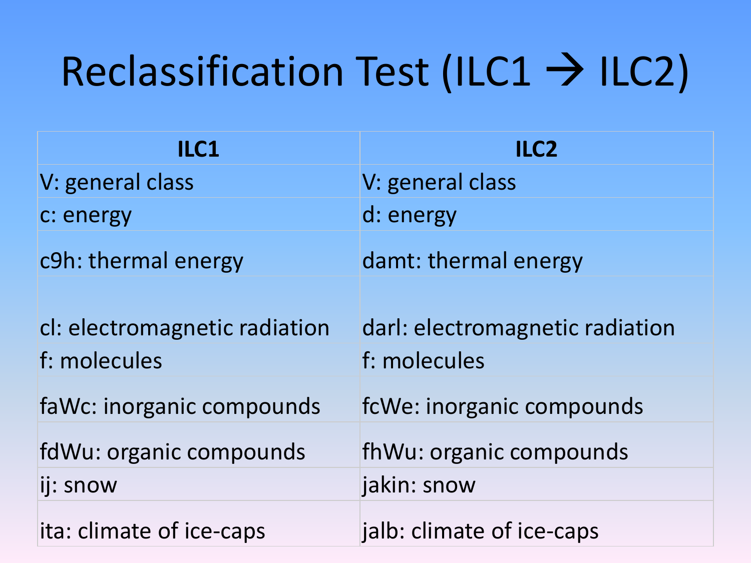# Reclassification Test (ILC1 → ILC2)

| ILC1 | ILC2 |
|---|---|
| V: general class | V: general class |
| c: energy | d: energy |
| c9h: thermal energy | damt: thermal energy |
| cl: electromagnetic radiation | darl: electromagnetic radiation |
| f: molecules | f: molecules |
| faWc: inorganic compounds | fcWe: inorganic compounds |
| fdWu: organic compounds | fhWu: organic compounds |
| ij: snow | jakin: snow |
| ita: climate of ice-caps | jalb: climate of ice-caps |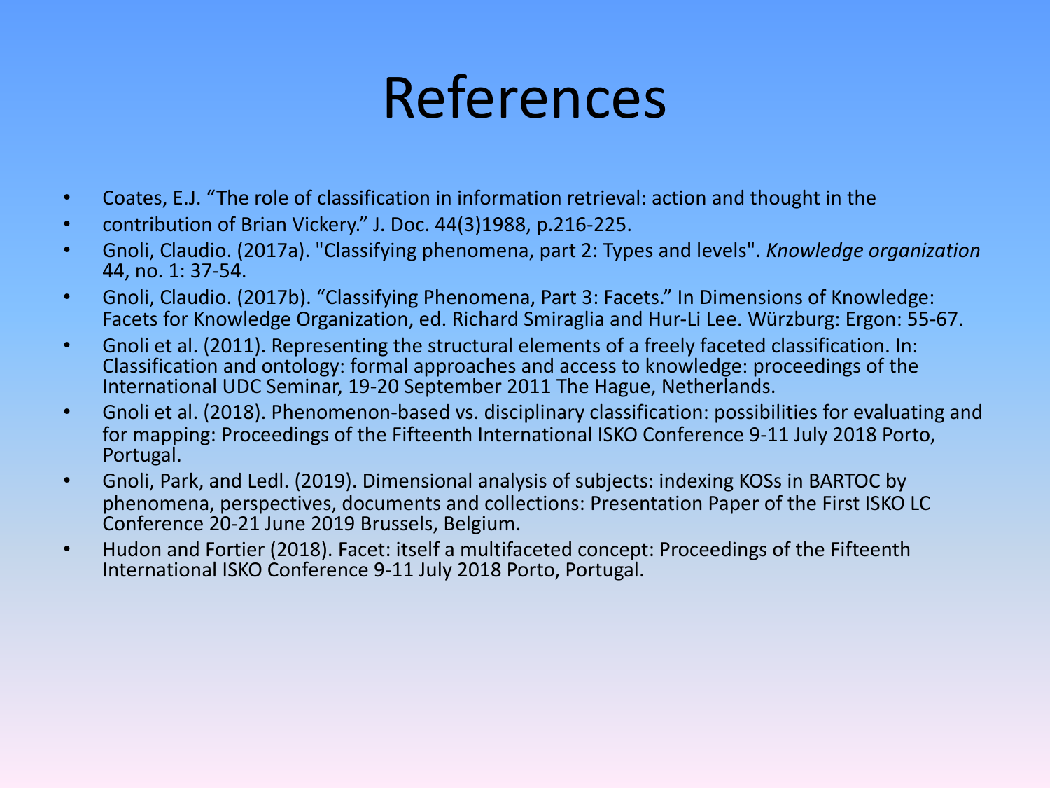# References

- Coates, E.J. “The role of classification in information retrieval: action and thought in the
- contribution of Brian Vickery.” J. Doc. 44(3)1988, p.216-225.
- Gnoli, Claudio. (2017a). "Classifying phenomena, part 2: Types and levels". *Knowledge organization* 44, no. 1: 37-54.
- Gnoli, Claudio. (2017b). “Classifying Phenomena, Part 3: Facets.” In Dimensions of Knowledge: Facets for Knowledge Organization, ed. Richard Smiraglia and Hur-Li Lee. Würzburg: Ergon: 55-67.
- Gnoli et al. (2011). Representing the structural elements of a freely faceted classification. In: Classification and ontology: formal approaches and access to knowledge: proceedings of the International UDC Seminar, 19-20 September 2011 The Hague, Netherlands.
- Gnoli et al. (2018). Phenomenon-based vs. disciplinary classification: possibilities for evaluating and for mapping: Proceedings of the Fifteenth International ISKO Conference 9-11 July 2018 Porto, Portugal.
- Gnoli, Park, and Ledl. (2019). Dimensional analysis of subjects: indexing KOSs in BARTOC by phenomena, perspectives, documents and collections: Presentation Paper of the First ISKO LC Conference 20-21 June 2019 Brussels, Belgium.
- Hudon and Fortier (2018). Facet: itself a multifaceted concept: Proceedings of the Fifteenth International ISKO Conference 9-11 July 2018 Porto, Portugal.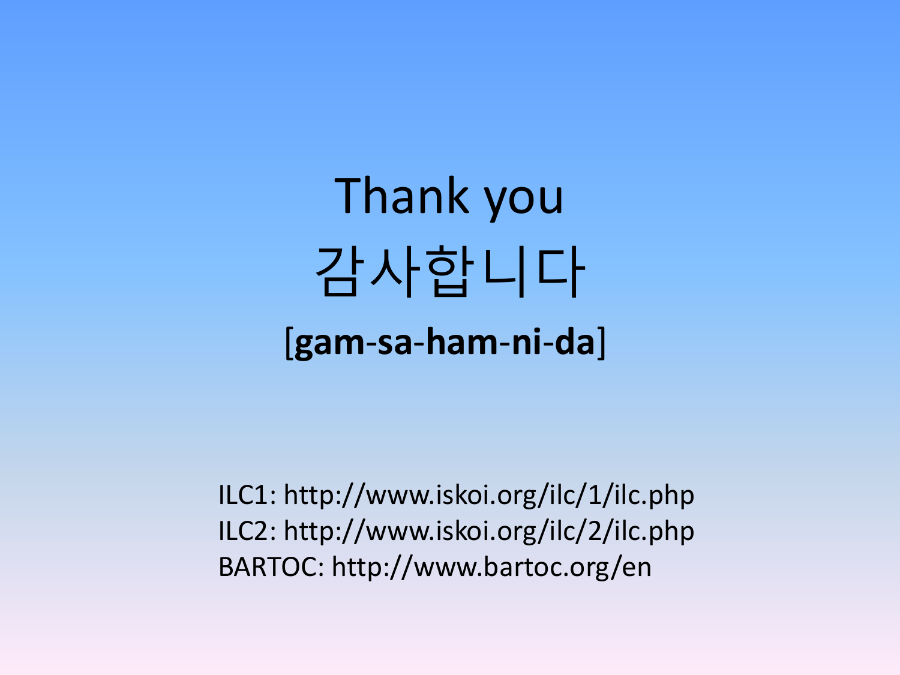# Thank you

# 감사합니다

[**gam-sa-ham-ni-da**]

ILC1: http://www.iskoi.org/ilc/1/ilc.php
ILC2: http://www.iskoi.org/ilc/2/ilc.php
BARTOC: http://www.bartoc.org/en